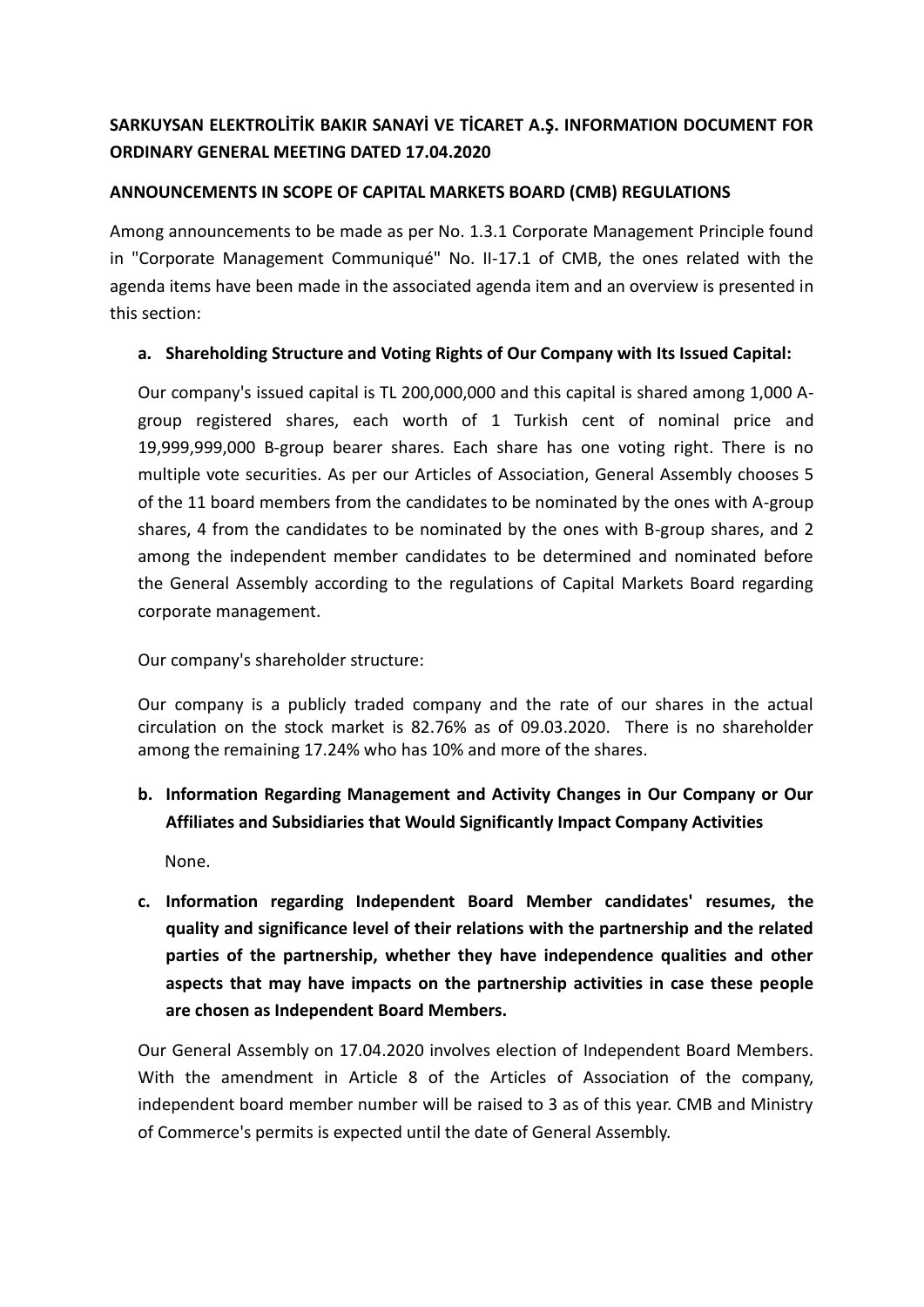**SARKUYSAN ELEKTROLİTİK BAKIR SANAYİ VE TİCARET A.Ş. INFORMATION DOCUMENT FOR ORDINARY GENERAL MEETING DATED 17.04.2020**

**ANNOUNCEMENTS IN SCOPE OF CAPITAL MARKETS BOARD (CMB) REGULATIONS**

Among announcements to be made as per No. 1.3.1 Corporate Management Principle found in "Corporate Management Communiqué" No. II-17.1 of CMB, the ones related with the agenda items have been made in the associated agenda item and an overview is presented in this section:

**a. Shareholding Structure and Voting Rights of Our Company with Its Issued Capital:**

Our company's issued capital is TL 200,000,000 and this capital is shared among 1,000 A-group registered shares, each worth of 1 Turkish cent of nominal price and 19,999,999,000 B-group bearer shares. Each share has one voting right. There is no multiple vote securities. As per our Articles of Association, General Assembly chooses 5 of the 11 board members from the candidates to be nominated by the ones with A-group shares, 4 from the candidates to be nominated by the ones with B-group shares, and 2 among the independent member candidates to be determined and nominated before the General Assembly according to the regulations of Capital Markets Board regarding corporate management.

Our company's shareholder structure:

Our company is a publicly traded company and the rate of our shares in the actual circulation on the stock market is 82.76% as of 09.03.2020. There is no shareholder among the remaining 17.24% who has 10% and more of the shares.

**b. Information Regarding Management and Activity Changes in Our Company or Our Affiliates and Subsidiaries that Would Significantly Impact Company Activities**

None.

**c. Information regarding Independent Board Member candidates' resumes, the quality and significance level of their relations with the partnership and the related parties of the partnership, whether they have independence qualities and other aspects that may have impacts on the partnership activities in case these people are chosen as Independent Board Members.**

Our General Assembly on 17.04.2020 involves election of Independent Board Members. With the amendment in Article 8 of the Articles of Association of the company, independent board member number will be raised to 3 as of this year. CMB and Ministry of Commerce's permits is expected until the date of General Assembly.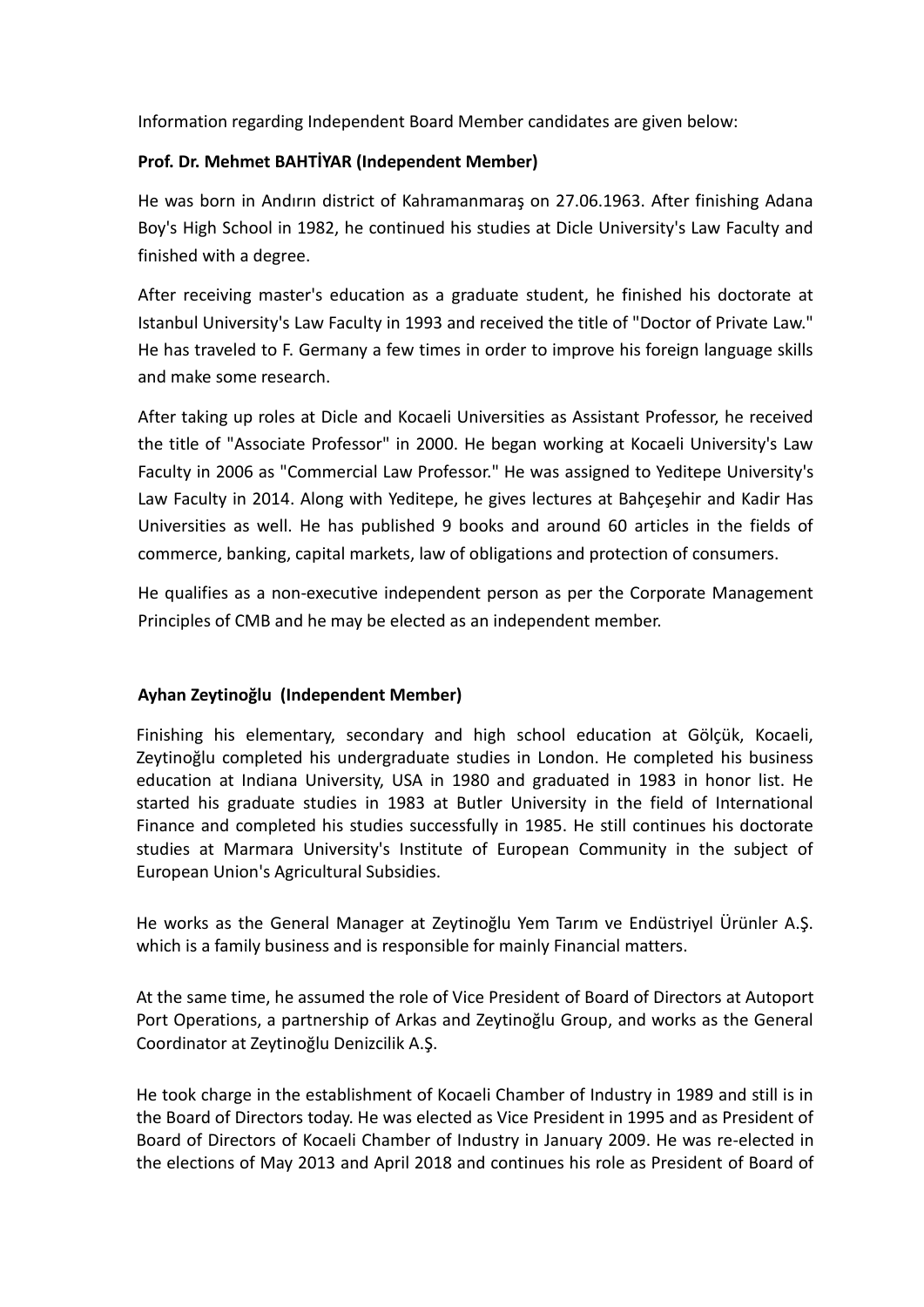Information regarding Independent Board Member candidates are given below:

**Prof. Dr. Mehmet BAHTİYAR (Independent Member)**

He was born in Andırın district of Kahramanmaraş on 27.06.1963. After finishing Adana Boy's High School in 1982, he continued his studies at Dicle University's Law Faculty and finished with a degree.

After receiving master's education as a graduate student, he finished his doctorate at Istanbul University's Law Faculty in 1993 and received the title of "Doctor of Private Law." He has traveled to F. Germany a few times in order to improve his foreign language skills and make some research.

After taking up roles at Dicle and Kocaeli Universities as Assistant Professor, he received the title of "Associate Professor" in 2000. He began working at Kocaeli University's Law Faculty in 2006 as "Commercial Law Professor." He was assigned to Yeditepe University's Law Faculty in 2014. Along with Yeditepe, he gives lectures at Bahçeşehir and Kadir Has Universities as well. He has published 9 books and around 60 articles in the fields of commerce, banking, capital markets, law of obligations and protection of consumers.

He qualifies as a non-executive independent person as per the Corporate Management Principles of CMB and he may be elected as an independent member.

**Ayhan Zeytinoğlu (Independent Member)**

Finishing his elementary, secondary and high school education at Gölçük, Kocaeli, Zeytinoğlu completed his undergraduate studies in London. He completed his business education at Indiana University, USA in 1980 and graduated in 1983 in honor list. He started his graduate studies in 1983 at Butler University in the field of International Finance and completed his studies successfully in 1985. He still continues his doctorate studies at Marmara University's Institute of European Community in the subject of European Union's Agricultural Subsidies.

He works as the General Manager at Zeytinoğlu Yem Tarım ve Endüstriyel Ürünler A.Ş. which is a family business and is responsible for mainly Financial matters.

At the same time, he assumed the role of Vice President of Board of Directors at Autoport Port Operations, a partnership of Arkas and Zeytinoğlu Group, and works as the General Coordinator at Zeytinoğlu Denizcilik A.Ş.

He took charge in the establishment of Kocaeli Chamber of Industry in 1989 and still is in the Board of Directors today. He was elected as Vice President in 1995 and as President of Board of Directors of Kocaeli Chamber of Industry in January 2009. He was re-elected in the elections of May 2013 and April 2018 and continues his role as President of Board of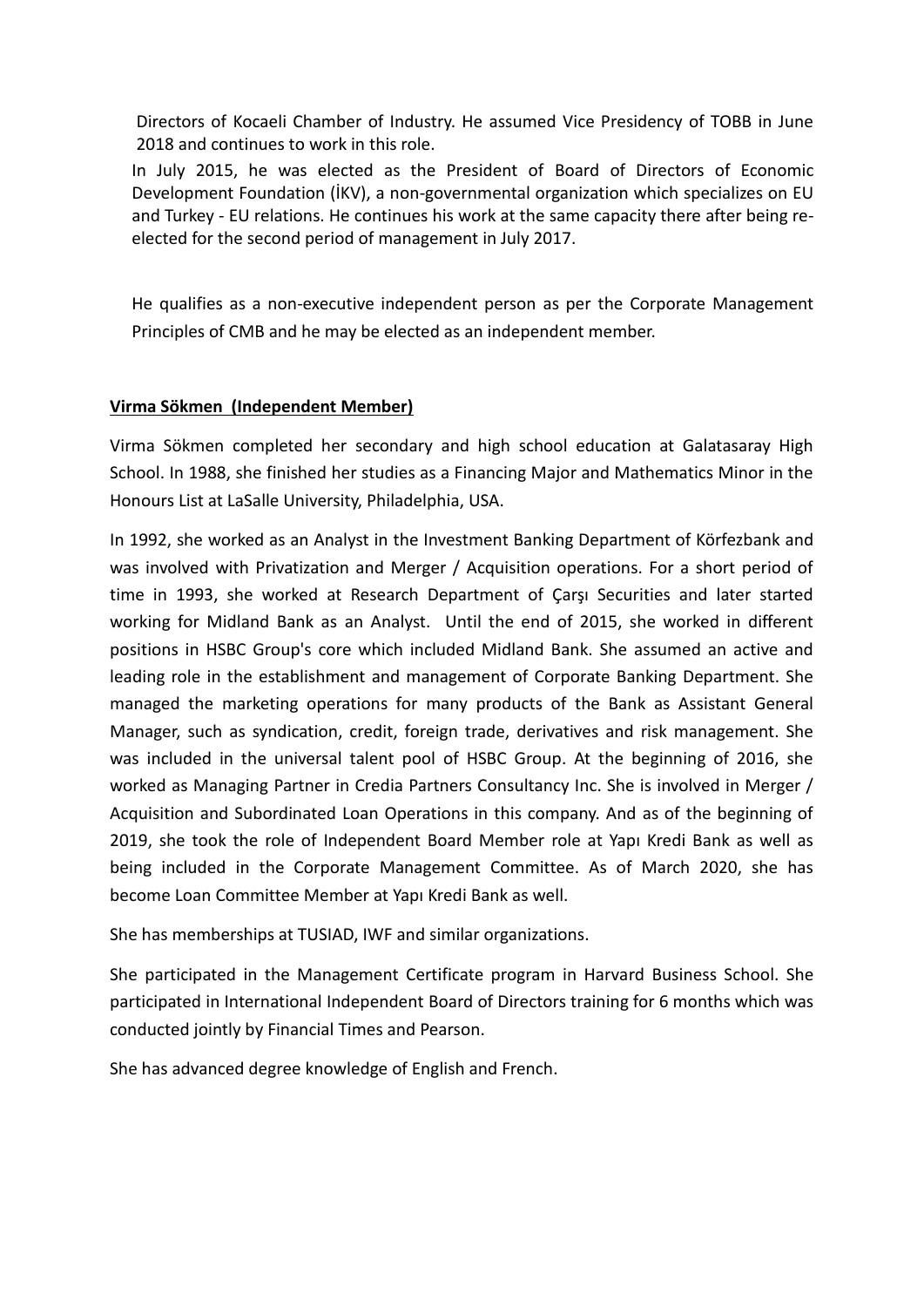Directors of Kocaeli Chamber of Industry. He assumed Vice Presidency of TOBB in June 2018 and continues to work in this role.

In July 2015, he was elected as the President of Board of Directors of Economic Development Foundation (İKV), a non-governmental organization which specializes on EU and Turkey - EU relations. He continues his work at the same capacity there after being re-elected for the second period of management in July 2017.

He qualifies as a non-executive independent person as per the Corporate Management Principles of CMB and he may be elected as an independent member.

**Virma Sökmen (Independent Member)**

Virma Sökmen completed her secondary and high school education at Galatasaray High School. In 1988, she finished her studies as a Financing Major and Mathematics Minor in the Honours List at LaSalle University, Philadelphia, USA.

In 1992, she worked as an Analyst in the Investment Banking Department of Körfezbank and was involved with Privatization and Merger / Acquisition operations. For a short period of time in 1993, she worked at Research Department of Çarşı Securities and later started working for Midland Bank as an Analyst. Until the end of 2015, she worked in different positions in HSBC Group's core which included Midland Bank. She assumed an active and leading role in the establishment and management of Corporate Banking Department. She managed the marketing operations for many products of the Bank as Assistant General Manager, such as syndication, credit, foreign trade, derivatives and risk management. She was included in the universal talent pool of HSBC Group. At the beginning of 2016, she worked as Managing Partner in Credia Partners Consultancy Inc. She is involved in Merger / Acquisition and Subordinated Loan Operations in this company. And as of the beginning of 2019, she took the role of Independent Board Member role at Yapı Kredi Bank as well as being included in the Corporate Management Committee. As of March 2020, she has become Loan Committee Member at Yapı Kredi Bank as well.

She has memberships at TUSIAD, IWF and similar organizations.

She participated in the Management Certificate program in Harvard Business School. She participated in International Independent Board of Directors training for 6 months which was conducted jointly by Financial Times and Pearson.

She has advanced degree knowledge of English and French.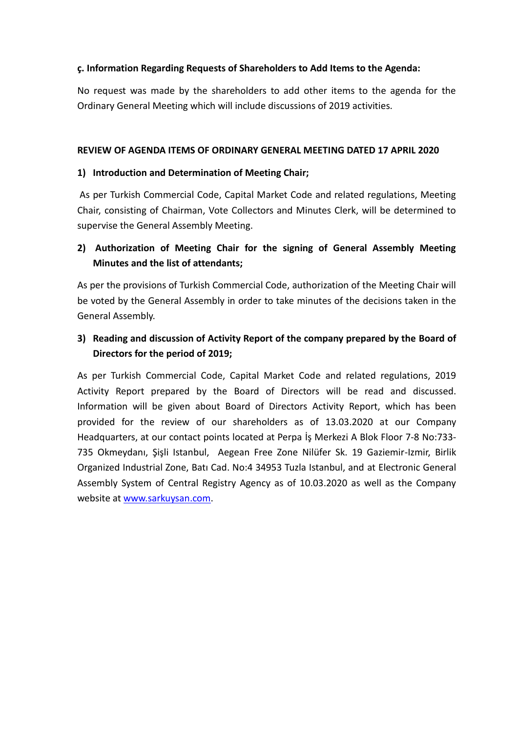**ç. Information Regarding Requests of Shareholders to Add Items to the Agenda:**

No request was made by the shareholders to add other items to the agenda for the Ordinary General Meeting which will include discussions of 2019 activities.

**REVIEW OF AGENDA ITEMS OF ORDINARY GENERAL MEETING DATED 17 APRIL 2020**

**1) Introduction and Determination of Meeting Chair;**

As per Turkish Commercial Code, Capital Market Code and related regulations, Meeting Chair, consisting of Chairman, Vote Collectors and Minutes Clerk, will be determined to supervise the General Assembly Meeting.

**2) Authorization of Meeting Chair for the signing of General Assembly Meeting Minutes and the list of attendants;**

As per the provisions of Turkish Commercial Code, authorization of the Meeting Chair will be voted by the General Assembly in order to take minutes of the decisions taken in the General Assembly.

**3) Reading and discussion of Activity Report of the company prepared by the Board of Directors for the period of 2019;**

As per Turkish Commercial Code, Capital Market Code and related regulations, 2019 Activity Report prepared by the Board of Directors will be read and discussed. Information will be given about Board of Directors Activity Report, which has been provided for the review of our shareholders as of 13.03.2020 at our Company Headquarters, at our contact points located at Perpa İş Merkezi A Blok Floor 7-8 No:733-735 Okmeydanı, Şişli Istanbul, Aegean Free Zone Nilüfer Sk. 19 Gaziemir-Izmir, Birlik Organized Industrial Zone, Batı Cad. No:4 34953 Tuzla Istanbul, and at Electronic General Assembly System of Central Registry Agency as of 10.03.2020 as well as the Company website at www.sarkuysan.com.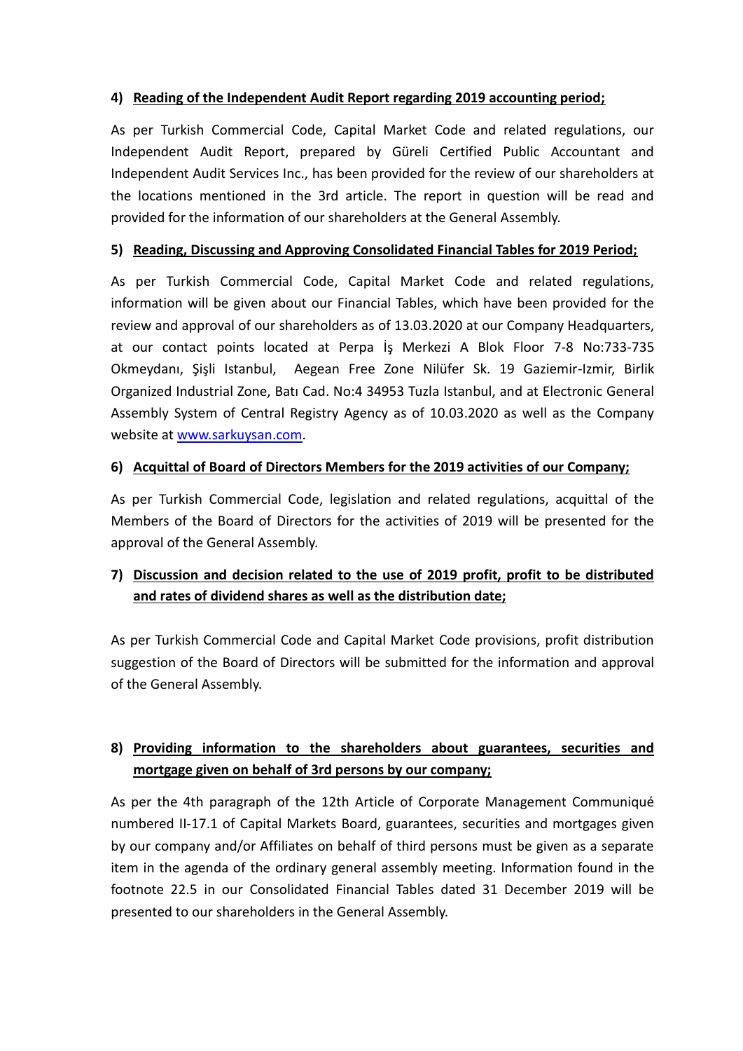**4) Reading of the Independent Audit Report regarding 2019 accounting period;**

As per Turkish Commercial Code, Capital Market Code and related regulations, our Independent Audit Report, prepared by Güreli Certified Public Accountant and Independent Audit Services Inc., has been provided for the review of our shareholders at the locations mentioned in the 3rd article. The report in question will be read and provided for the information of our shareholders at the General Assembly.

**5) Reading, Discussing and Approving Consolidated Financial Tables for 2019 Period;**

As per Turkish Commercial Code, Capital Market Code and related regulations, information will be given about our Financial Tables, which have been provided for the review and approval of our shareholders as of 13.03.2020 at our Company Headquarters, at our contact points located at Perpa İş Merkezi A Blok Floor 7-8 No:733-735 Okmeydanı, Şişli Istanbul, Aegean Free Zone Nilüfer Sk. 19 Gaziemir-Izmir, Birlik Organized Industrial Zone, Batı Cad. No:4 34953 Tuzla Istanbul, and at Electronic General Assembly System of Central Registry Agency as of 10.03.2020 as well as the Company website at www.sarkuysan.com.

**6) Acquittal of Board of Directors Members for the 2019 activities of our Company;**

As per Turkish Commercial Code, legislation and related regulations, acquittal of the Members of the Board of Directors for the activities of 2019 will be presented for the approval of the General Assembly.

**7) Discussion and decision related to the use of 2019 profit, profit to be distributed and rates of dividend shares as well as the distribution date;**

As per Turkish Commercial Code and Capital Market Code provisions, profit distribution suggestion of the Board of Directors will be submitted for the information and approval of the General Assembly.

**8) Providing information to the shareholders about guarantees, securities and mortgage given on behalf of 3rd persons by our company;**

As per the 4th paragraph of the 12th Article of Corporate Management Communiqué numbered II-17.1 of Capital Markets Board, guarantees, securities and mortgages given by our company and/or Affiliates on behalf of third persons must be given as a separate item in the agenda of the ordinary general assembly meeting. Information found in the footnote 22.5 in our Consolidated Financial Tables dated 31 December 2019 will be presented to our shareholders in the General Assembly.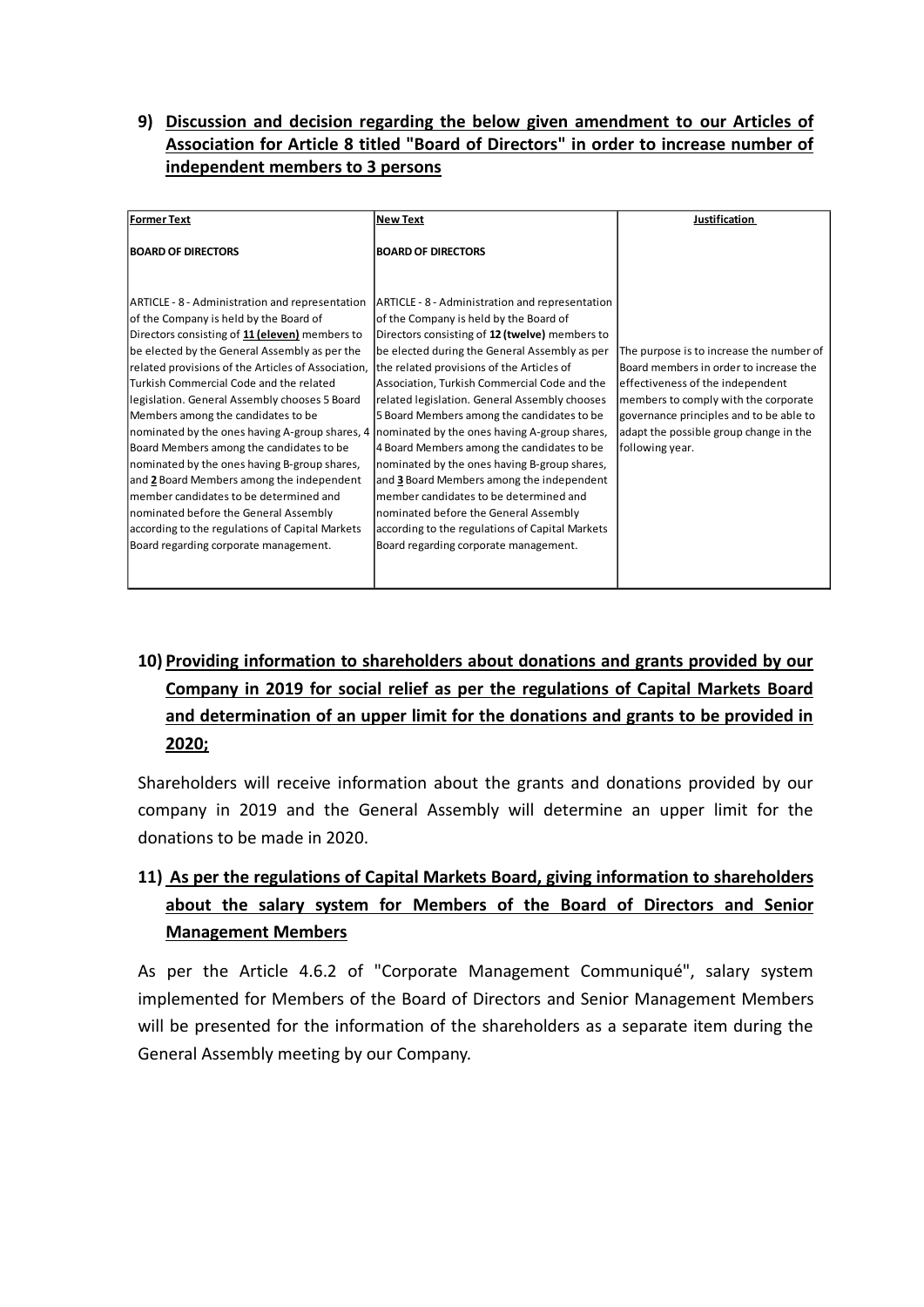## 9) Discussion and decision regarding the below given amendment to our Articles of Association for Article 8 titled "Board of Directors" in order to increase number of independent members to 3 persons

| Former Text | New Text | Justification |
|---|---|---|
| **BOARD OF DIRECTORS** | **BOARD OF DIRECTORS** | |
| ARTICLE - 8 - Administration and representation of the Company is held by the Board of Directors consisting of **11 (eleven)** members to be elected by the General Assembly as per the related provisions of the Articles of Association, Turkish Commercial Code and the related legislation. General Assembly chooses 5 Board Members among the candidates to be nominated by the ones having A-group shares, 4 Board Members among the candidates to be nominated by the ones having B-group shares, and **2** Board Members among the independent member candidates to be determined and nominated before the General Assembly according to the regulations of Capital Markets Board regarding corporate management. | ARTICLE - 8 - Administration and representation of the Company is held by the Board of Directors consisting of **12 (twelve)** members to be elected during the General Assembly as per the related provisions of the Articles of Association, Turkish Commercial Code and the related legislation. General Assembly chooses 5 Board Members among the candidates to be nominated by the ones having A-group shares, 4 Board Members among the candidates to be nominated by the ones having B-group shares, and **3** Board Members among the independent member candidates to be determined and nominated before the General Assembly according to the regulations of Capital Markets Board regarding corporate management. | The purpose is to increase the number of Board members in order to increase the effectiveness of the independent members to comply with the corporate governance principles and to be able to adapt the possible group change in the following year. |

## 10) Providing information to shareholders about donations and grants provided by our Company in 2019 for social relief as per the regulations of Capital Markets Board and determination of an upper limit for the donations and grants to be provided in 2020;

Shareholders will receive information about the grants and donations provided by our company in 2019 and the General Assembly will determine an upper limit for the donations to be made in 2020.

## 11) As per the regulations of Capital Markets Board, giving information to shareholders about the salary system for Members of the Board of Directors and Senior Management Members

As per the Article 4.6.2 of "Corporate Management Communiqué", salary system implemented for Members of the Board of Directors and Senior Management Members will be presented for the information of the shareholders as a separate item during the General Assembly meeting by our Company.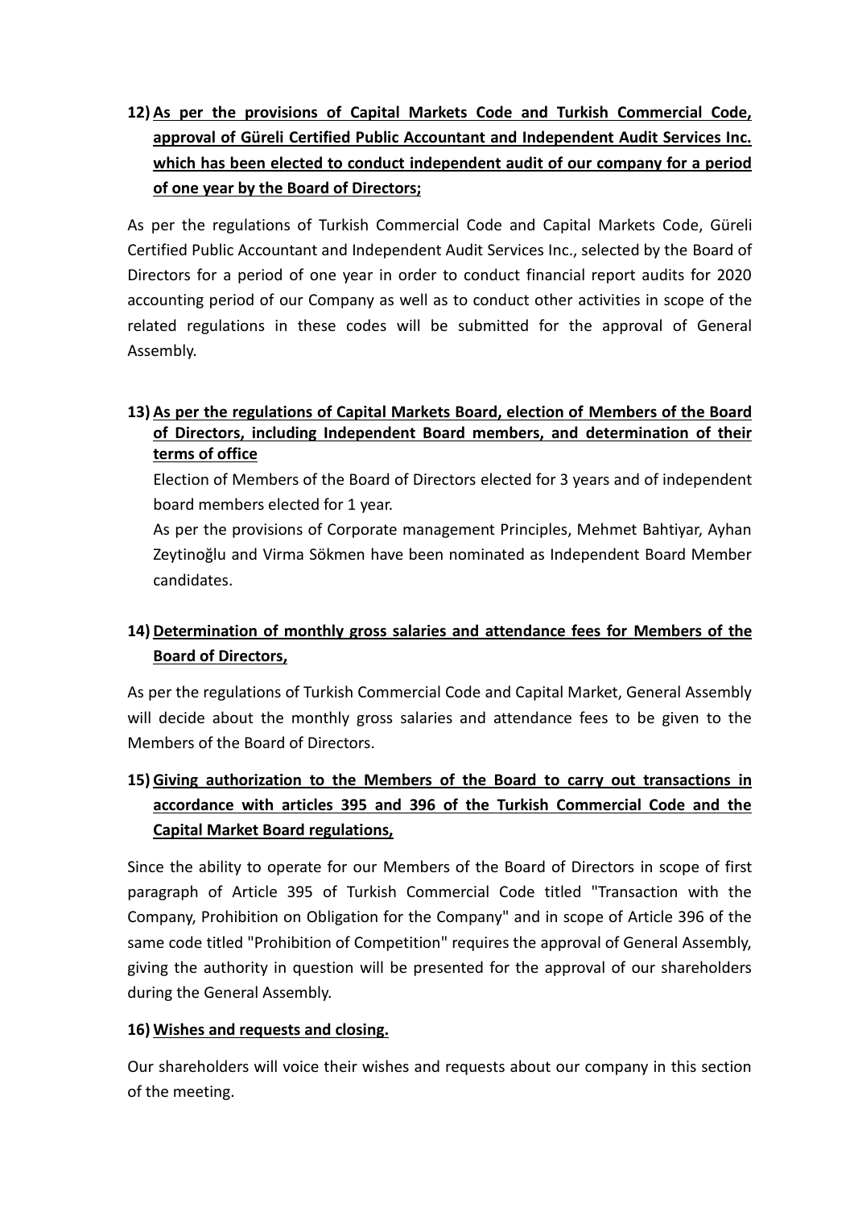12) **As per the provisions of Capital Markets Code and Turkish Commercial Code, approval of Güreli Certified Public Accountant and Independent Audit Services Inc. which has been elected to conduct independent audit of our company for a period of one year by the Board of Directors;**

As per the regulations of Turkish Commercial Code and Capital Markets Code, Güreli Certified Public Accountant and Independent Audit Services Inc., selected by the Board of Directors for a period of one year in order to conduct financial report audits for 2020 accounting period of our Company as well as to conduct other activities in scope of the related regulations in these codes will be submitted for the approval of General Assembly.

13) **As per the regulations of Capital Markets Board, election of Members of the Board of Directors, including Independent Board members, and determination of their terms of office**

Election of Members of the Board of Directors elected for 3 years and of independent board members elected for 1 year.

As per the provisions of Corporate management Principles, Mehmet Bahtiyar, Ayhan Zeytinoğlu and Virma Sökmen have been nominated as Independent Board Member candidates.

14) **Determination of monthly gross salaries and attendance fees for Members of the Board of Directors,**

As per the regulations of Turkish Commercial Code and Capital Market, General Assembly will decide about the monthly gross salaries and attendance fees to be given to the Members of the Board of Directors.

15) **Giving authorization to the Members of the Board to carry out transactions in accordance with articles 395 and 396 of the Turkish Commercial Code and the Capital Market Board regulations,**

Since the ability to operate for our Members of the Board of Directors in scope of first paragraph of Article 395 of Turkish Commercial Code titled "Transaction with the Company, Prohibition on Obligation for the Company" and in scope of Article 396 of the same code titled "Prohibition of Competition" requires the approval of General Assembly, giving the authority in question will be presented for the approval of our shareholders during the General Assembly.

16) **Wishes and requests and closing.**

Our shareholders will voice their wishes and requests about our company in this section of the meeting.